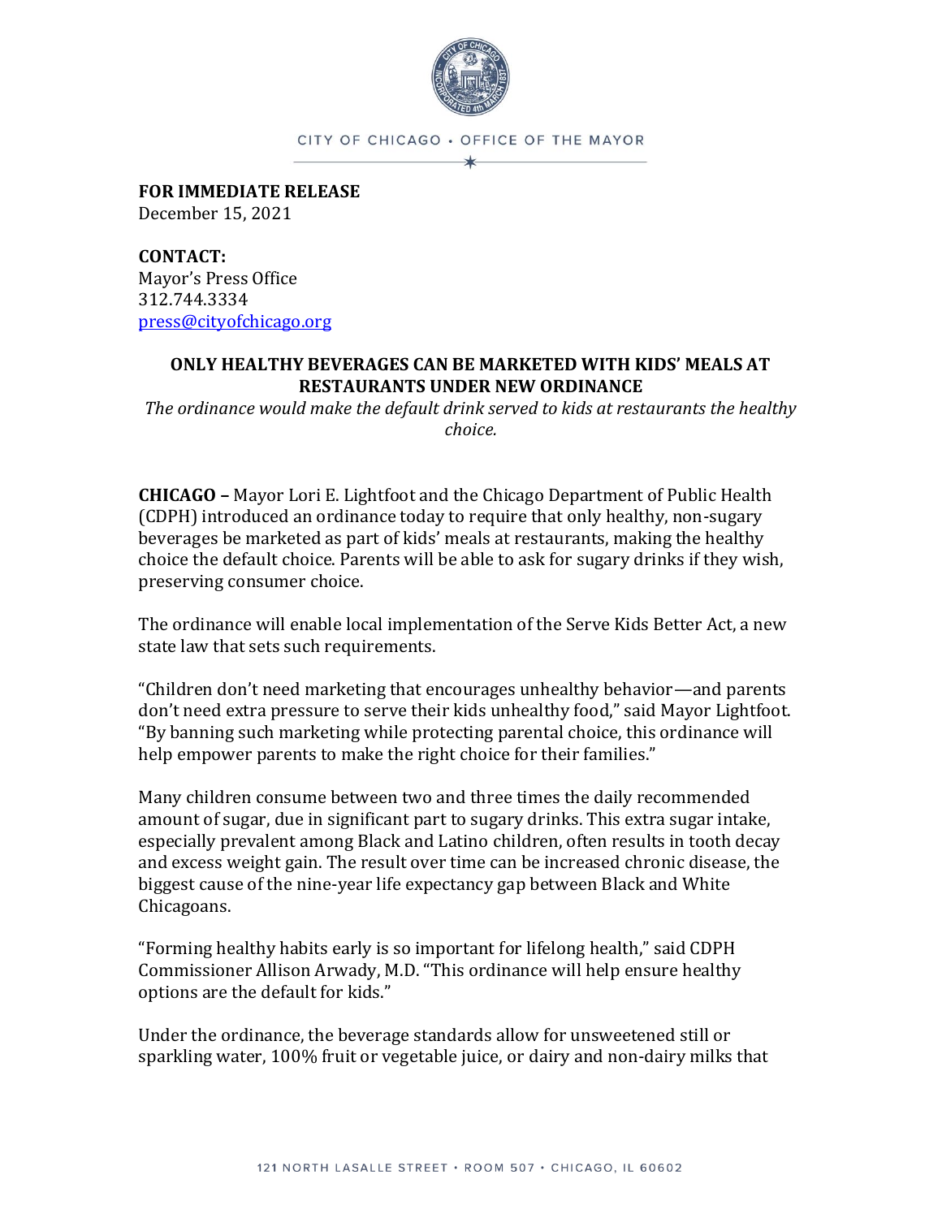CITY OF CHICAGO • OFFICE OF THE MAYOR

**FOR IMMEDIATE RELEASE**
December 15, 2021

**CONTACT:**
Mayor's Press Office
312.744.3334
press@cityofchicago.org

# ONLY HEALTHY BEVERAGES CAN BE MARKETED WITH KIDS' MEALS AT RESTAURANTS UNDER NEW ORDINANCE

*The ordinance would make the default drink served to kids at restaurants the healthy choice.*

**CHICAGO –** Mayor Lori E. Lightfoot and the Chicago Department of Public Health (CDPH) introduced an ordinance today to require that only healthy, non-sugary beverages be marketed as part of kids' meals at restaurants, making the healthy choice the default choice. Parents will be able to ask for sugary drinks if they wish, preserving consumer choice.

The ordinance will enable local implementation of the Serve Kids Better Act, a new state law that sets such requirements.

"Children don't need marketing that encourages unhealthy behavior—and parents don't need extra pressure to serve their kids unhealthy food," said Mayor Lightfoot. "By banning such marketing while protecting parental choice, this ordinance will help empower parents to make the right choice for their families."

Many children consume between two and three times the daily recommended amount of sugar, due in significant part to sugary drinks. This extra sugar intake, especially prevalent among Black and Latino children, often results in tooth decay and excess weight gain. The result over time can be increased chronic disease, the biggest cause of the nine-year life expectancy gap between Black and White Chicagoans.

"Forming healthy habits early is so important for lifelong health," said CDPH Commissioner Allison Arwady, M.D. "This ordinance will help ensure healthy options are the default for kids."

Under the ordinance, the beverage standards allow for unsweetened still or sparkling water, 100% fruit or vegetable juice, or dairy and non-dairy milks that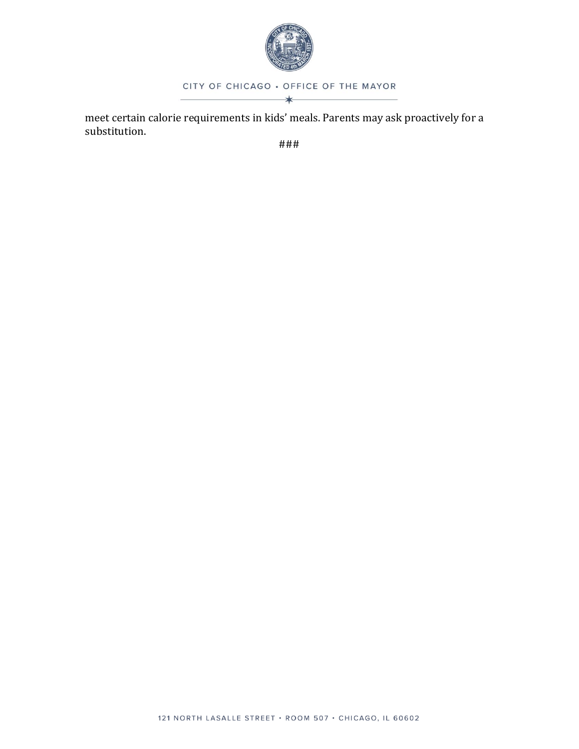meet certain calorie requirements in kids' meals. Parents may ask proactively for a substitution.

###